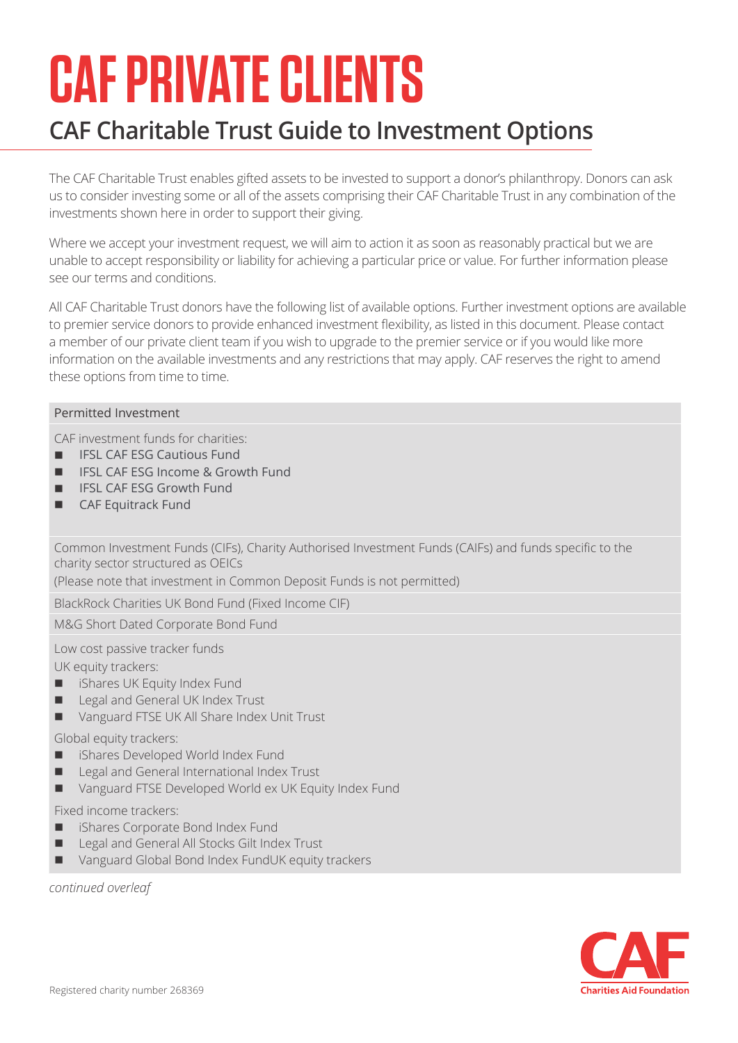# CAF PRIVATE CLIENTS

## CAF Charitable Trust Guide to Investment Options

The CAF Charitable Trust enables gifted assets to be invested to support a donor's philanthropy. Donors can ask us to consider investing some or all of the assets comprising their CAF Charitable Trust in any combination of the investments shown here in order to support their giving.

Where we accept your investment request, we will aim to action it as soon as reasonably practical but we are unable to accept responsibility or liability for achieving a particular price or value. For further information please see our terms and conditions.

All CAF Charitable Trust donors have the following list of available options. Further investment options are available to premier service donors to provide enhanced investment flexibility, as listed in this document. Please contact a member of our private client team if you wish to upgrade to the premier service or if you would like more information on the available investments and any restrictions that may apply. CAF reserves the right to amend these options from time to time.

| Permitted Investment |
|---|
| CAF investment funds for charities:<br>■ IFSL CAF ESG Cautious Fund<br>■ IFSL CAF ESG Income & Growth Fund<br>■ IFSL CAF ESG Growth Fund<br>■ CAF Equitrack Fund |
| Common Investment Funds (CIFs), Charity Authorised Investment Funds (CAIFs) and funds specific to the charity sector structured as OEICs<br>(Please note that investment in Common Deposit Funds is not permitted) |
| BlackRock Charities UK Bond Fund (Fixed Income CIF) |
| M&G Short Dated Corporate Bond Fund |
| Low cost passive tracker funds<br>UK equity trackers:<br>■ iShares UK Equity Index Fund<br>■ Legal and General UK Index Trust<br>■ Vanguard FTSE UK All Share Index Unit Trust<br>Global equity trackers:<br>■ iShares Developed World Index Fund<br>■ Legal and General International Index Trust<br>■ Vanguard FTSE Developed World ex UK Equity Index Fund<br>Fixed income trackers:<br>■ iShares Corporate Bond Index Fund<br>■ Legal and General All Stocks Gilt Index Trust<br>■ Vanguard Global Bond Index FundUK equity trackers |

*continued overleaf*

Registered charity number 268369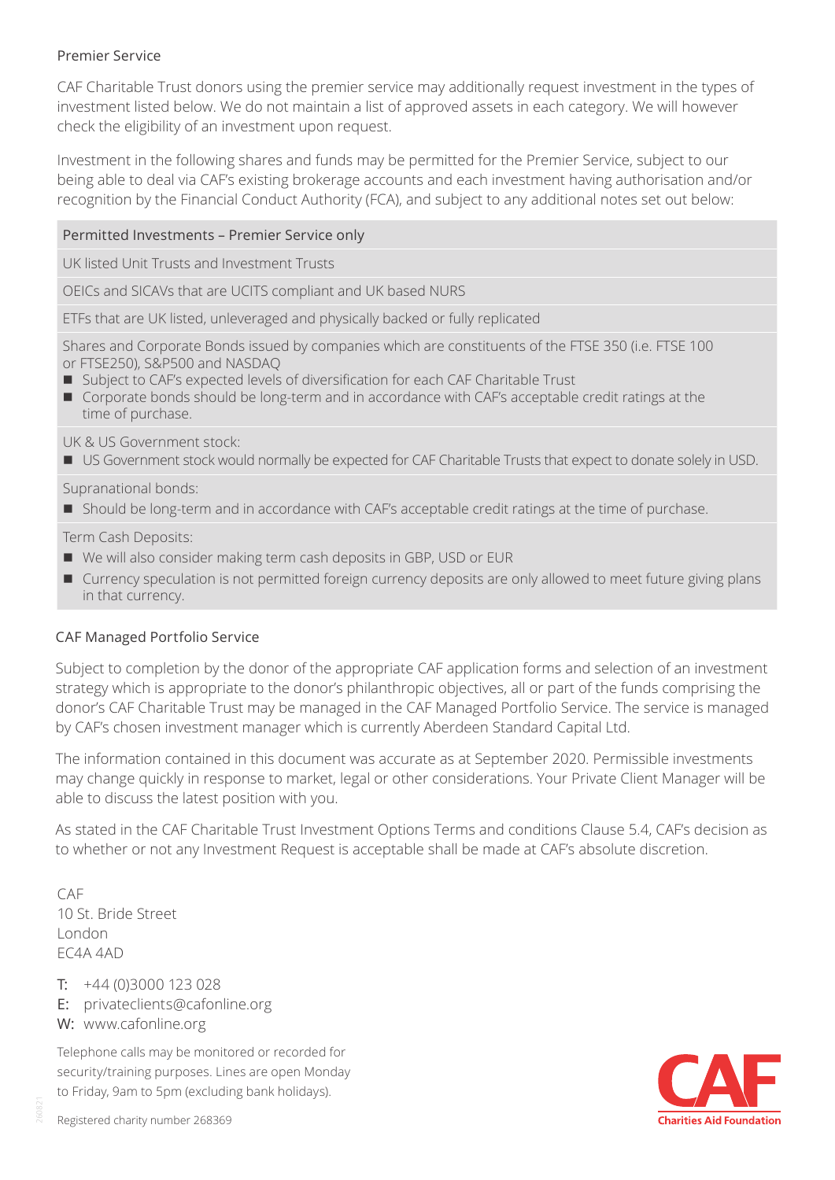## Premier Service

CAF Charitable Trust donors using the premier service may additionally request investment in the types of investment listed below. We do not maintain a list of approved assets in each category. We will however check the eligibility of an investment upon request.

Investment in the following shares and funds may be permitted for the Premier Service, subject to our being able to deal via CAF's existing brokerage accounts and each investment having authorisation and/or recognition by the Financial Conduct Authority (FCA), and subject to any additional notes set out below:

| Permitted Investments – Premier Service only |
|---|
| UK listed Unit Trusts and Investment Trusts |
| OEICs and SICAVs that are UCITS compliant and UK based NURS |
| ETFs that are UK listed, unleveraged and physically backed or fully replicated |
| Shares and Corporate Bonds issued by companies which are constituents of the FTSE 350 (i.e. FTSE 100 or FTSE250), S&P500 and NASDAQ<br>■ Subject to CAF's expected levels of diversification for each CAF Charitable Trust<br>■ Corporate bonds should be long-term and in accordance with CAF's acceptable credit ratings at the time of purchase. |
| UK & US Government stock:<br>■ US Government stock would normally be expected for CAF Charitable Trusts that expect to donate solely in USD. |
| Supranational bonds:<br>■ Should be long-term and in accordance with CAF's acceptable credit ratings at the time of purchase. |
| Term Cash Deposits:<br>■ We will also consider making term cash deposits in GBP, USD or EUR<br>■ Currency speculation is not permitted foreign currency deposits are only allowed to meet future giving plans in that currency. |

## CAF Managed Portfolio Service

Subject to completion by the donor of the appropriate CAF application forms and selection of an investment strategy which is appropriate to the donor's philanthropic objectives, all or part of the funds comprising the donor's CAF Charitable Trust may be managed in the CAF Managed Portfolio Service. The service is managed by CAF's chosen investment manager which is currently Aberdeen Standard Capital Ltd.

The information contained in this document was accurate as at September 2020. Permissible investments may change quickly in response to market, legal or other considerations. Your Private Client Manager will be able to discuss the latest position with you.

As stated in the CAF Charitable Trust Investment Options Terms and conditions Clause 5.4, CAF's decision as to whether or not any Investment Request is acceptable shall be made at CAF's absolute discretion.

CAF
10 St. Bride Street
London
EC4A 4AD

**T:** +44 (0)3000 123 028
**E:** privateclients@cafonline.org
**W:** www.cafonline.org

Telephone calls may be monitored or recorded for security/training purposes. Lines are open Monday to Friday, 9am to 5pm (excluding bank holidays).

Registered charity number 268369

CAF
Charities Aid Foundation